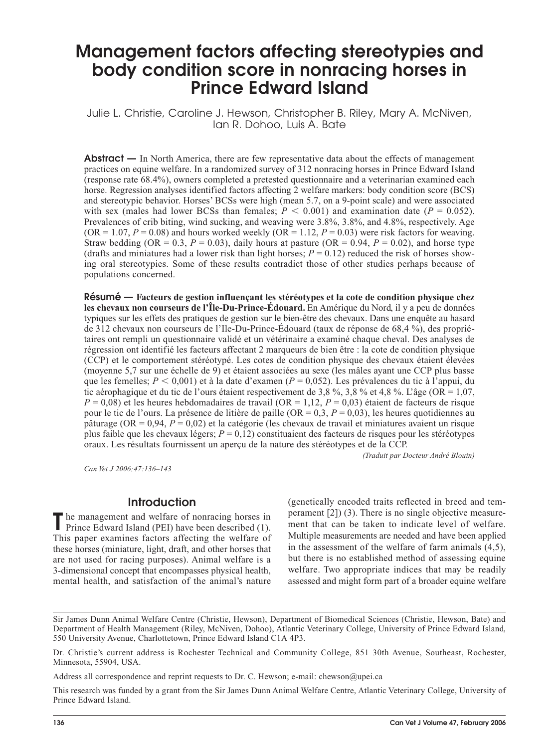# Management factors affecting stereotypies and body condition score in nonracing horses in Prince Edward Island

Julie L. Christie, Caroline J. Hewson, Christopher B. Riley, Mary A. McNiven, Ian R. Dohoo, Luis A. Bate

**Abstract —** In North America, there are few representative data about the effects of management practices on equine welfare. In a randomized survey of 312 nonracing horses in Prince Edward Island (response rate 68.4%), owners completed a pretested questionnaire and a veterinarian examined each horse. Regression analyses identified factors affecting 2 welfare markers: body condition score (BCS) and stereotypic behavior. Horses' BCSs were high (mean 5.7, on a 9-point scale) and were associated with sex (males had lower BCSs than females; $P < 0.001$) and examination date ($P = 0.052$). Prevalences of crib biting, wind sucking, and weaving were 3.8%, 3.8%, and 4.8%, respectively. Age (OR = 1.07, $P = 0.08$) and hours worked weekly (OR = 1.12, $P = 0.03$) were risk factors for weaving. Straw bedding (OR = 0.3, $P = 0.03$), daily hours at pasture (OR = 0.94, $P = 0.02$), and horse type (drafts and miniatures had a lower risk than light horses; $P = 0.12$) reduced the risk of horses showing oral stereotypies. Some of these results contradict those of other studies perhaps because of populations concerned.

**Résumé — Facteurs de gestion influençant les stéréotypes et la cote de condition physique chez les chevaux non courseurs de l'Île-Du-Prince-Édouard.** En Amérique du Nord, il y a peu de données typiques sur les effets des pratiques de gestion sur le bien-être des chevaux. Dans une enquête au hasard de 312 chevaux non courseurs de l'Ile-Du-Prince-Édouard (taux de réponse de 68,4 %), des propriétaires ont rempli un questionnaire validé et un vétérinaire a examiné chaque cheval. Des analyses de régression ont identifié les facteurs affectant 2 marqueurs de bien être : la cote de condition physique (CCP) et le comportement stéréotypé. Les cotes de condition physique des chevaux étaient élevées (moyenne 5,7 sur une échelle de 9) et étaient associées au sexe (les mâles ayant une CCP plus basse que les femelles; $P < 0,001$) et à la date d'examen ($P = 0,052$). Les prévalences du tic à l'appui, du tic aérophagique et du tic de l'ours étaient respectivement de 3,8 %, 3,8 % et 4,8 %. L'âge (OR = 1,07, $P = 0,08$) et les heures hebdomadaires de travail (OR = 1,12, $P = 0,03$) étaient de facteurs de risque pour le tic de l'ours. La présence de litière de paille (OR = 0,3, $P = 0,03$), les heures quotidiennes au pâturage (OR = 0,94, $P = 0,02$) et la catégorie (les chevaux de travail et miniatures avaient un risque plus faible que les chevaux légers; $P = 0,12$) constituaient des facteurs de risques pour les stéréotypes oraux. Les résultats fournissent un aperçu de la nature des stéréotypes et de la CCP.

*(Traduit par Docteur André Blouin)*

*Can Vet J 2006;47:136–143*

## Introduction

The management and welfare of nonracing horses in Prince Edward Island (PEI) have been described (1). This paper examines factors affecting the welfare of these horses (miniature, light, draft, and other horses that are not used for racing purposes). Animal welfare is a 3-dimensional concept that encompasses physical health, mental health, and satisfaction of the animal's nature (genetically encoded traits reflected in breed and temperament [2]) (3). There is no single objective measurement that can be taken to indicate level of welfare. Multiple measurements are needed and have been applied in the assessment of the welfare of farm animals (4,5), but there is no established method of assessing equine welfare. Two appropriate indices that may be readily assessed and might form part of a broader equine welfare

---

Sir James Dunn Animal Welfare Centre (Christie, Hewson), Department of Biomedical Sciences (Christie, Hewson, Bate) and Department of Health Management (Riley, McNiven, Dohoo), Atlantic Veterinary College, University of Prince Edward Island, 550 University Avenue, Charlottetown, Prince Edward Island C1A 4P3.

Dr. Christie's current address is Rochester Technical and Community College, 851 30th Avenue, Southeast, Rochester, Minnesota, 55904, USA.

Address all correspondence and reprint requests to Dr. C. Hewson; e-mail: chewson@upei.ca

This research was funded by a grant from the Sir James Dunn Animal Welfare Centre, Atlantic Veterinary College, University of Prince Edward Island.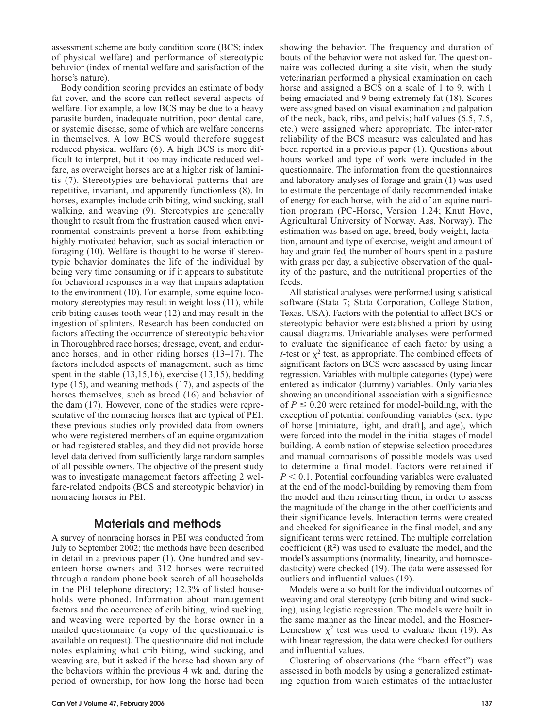assessment scheme are body condition score (BCS; index of physical welfare) and performance of stereotypic behavior (index of mental welfare and satisfaction of the horse's nature).

Body condition scoring provides an estimate of body fat cover, and the score can reflect several aspects of welfare. For example, a low BCS may be due to a heavy parasite burden, inadequate nutrition, poor dental care, or systemic disease, some of which are welfare concerns in themselves. A low BCS would therefore suggest reduced physical welfare (6). A high BCS is more difficult to interpret, but it too may indicate reduced welfare, as overweight horses are at a higher risk of laminitis (7). Stereotypies are behavioral patterns that are repetitive, invariant, and apparently functionless (8). In horses, examples include crib biting, wind sucking, stall walking, and weaving (9). Stereotypies are generally thought to result from the frustration caused when environmental constraints prevent a horse from exhibiting highly motivated behavior, such as social interaction or foraging (10). Welfare is thought to be worse if stereotypic behavior dominates the life of the individual by being very time consuming or if it appears to substitute for behavioral responses in a way that impairs adaptation to the environment (10). For example, some equine locomotory stereotypies may result in weight loss (11), while crib biting causes tooth wear (12) and may result in the ingestion of splinters. Research has been conducted on factors affecting the occurrence of stereotypic behavior in Thoroughbred race horses; dressage, event, and endurance horses; and in other riding horses (13–17). The factors included aspects of management, such as time spent in the stable (13,15,16), exercise (13,15), bedding type (15), and weaning methods (17), and aspects of the horses themselves, such as breed (16) and behavior of the dam (17). However, none of the studies were representative of the nonracing horses that are typical of PEI: these previous studies only provided data from owners who were registered members of an equine organization or had registered stables, and they did not provide horse level data derived from sufficiently large random samples of all possible owners. The objective of the present study was to investigate management factors affecting 2 welfare-related endpoints (BCS and stereotypic behavior) in nonracing horses in PEI.

## Materials and methods

A survey of nonracing horses in PEI was conducted from July to September 2002; the methods have been described in detail in a previous paper (1). One hundred and seventeen horse owners and 312 horses were recruited through a random phone book search of all households in the PEI telephone directory; 12.3% of listed households were phoned. Information about management factors and the occurrence of crib biting, wind sucking, and weaving were reported by the horse owner in a mailed questionnaire (a copy of the questionnaire is available on request). The questionnaire did not include notes explaining what crib biting, wind sucking, and weaving are, but it asked if the horse had shown any of the behaviors within the previous 4 wk and, during the period of ownership, for how long the horse had been showing the behavior. The frequency and duration of bouts of the behavior were not asked for. The questionnaire was collected during a site visit, when the study veterinarian performed a physical examination on each horse and assigned a BCS on a scale of 1 to 9, with 1 being emaciated and 9 being extremely fat (18). Scores were assigned based on visual examination and palpation of the neck, back, ribs, and pelvis; half values (6.5, 7.5, etc.) were assigned where appropriate. The inter-rater reliability of the BCS measure was calculated and has been reported in a previous paper (1). Questions about hours worked and type of work were included in the questionnaire. The information from the questionnaires and laboratory analyses of forage and grain (1) was used to estimate the percentage of daily recommended intake of energy for each horse, with the aid of an equine nutrition program (PC-Horse, Version 1.24; Knut Hove, Agricultural University of Norway, Aas, Norway). The estimation was based on age, breed, body weight, lactation, amount and type of exercise, weight and amount of hay and grain fed, the number of hours spent in a pasture with grass per day, a subjective observation of the quality of the pasture, and the nutritional properties of the feeds.

All statistical analyses were performed using statistical software (Stata 7; Stata Corporation, College Station, Texas, USA). Factors with the potential to affect BCS or stereotypic behavior were established a priori by using causal diagrams. Univariable analyses were performed to evaluate the significance of each factor by using a $t$-test or $\chi^2$ test, as appropriate. The combined effects of significant factors on BCS were assessed by using linear regression. Variables with multiple categories (type) were entered as indicator (dummy) variables. Only variables showing an unconditional association with a significance of $P \leq 0.20$ were retained for model-building, with the exception of potential confounding variables (sex, type of horse [miniature, light, and draft], and age), which were forced into the model in the initial stages of model building. A combination of stepwise selection procedures and manual comparisons of possible models was used to determine a final model. Factors were retained if $P < 0.1$. Potential confounding variables were evaluated at the end of the model-building by removing them from the model and then reinserting them, in order to assess the magnitude of the change in the other coefficients and their significance levels. Interaction terms were created and checked for significance in the final model, and any significant terms were retained. The multiple correlation coefficient ($R^2$) was used to evaluate the model, and the model's assumptions (normality, linearity, and homoscedasticity) were checked (19). The data were assessed for outliers and influential values (19).

Models were also built for the individual outcomes of weaving and oral stereotypy (crib biting and wind sucking), using logistic regression. The models were built in the same manner as the linear model, and the Hosmer-Lemeshow $\chi^2$ test was used to evaluate them (19). As with linear regression, the data were checked for outliers and influential values.

Clustering of observations (the "barn effect") was assessed in both models by using a generalized estimating equation from which estimates of the intracluster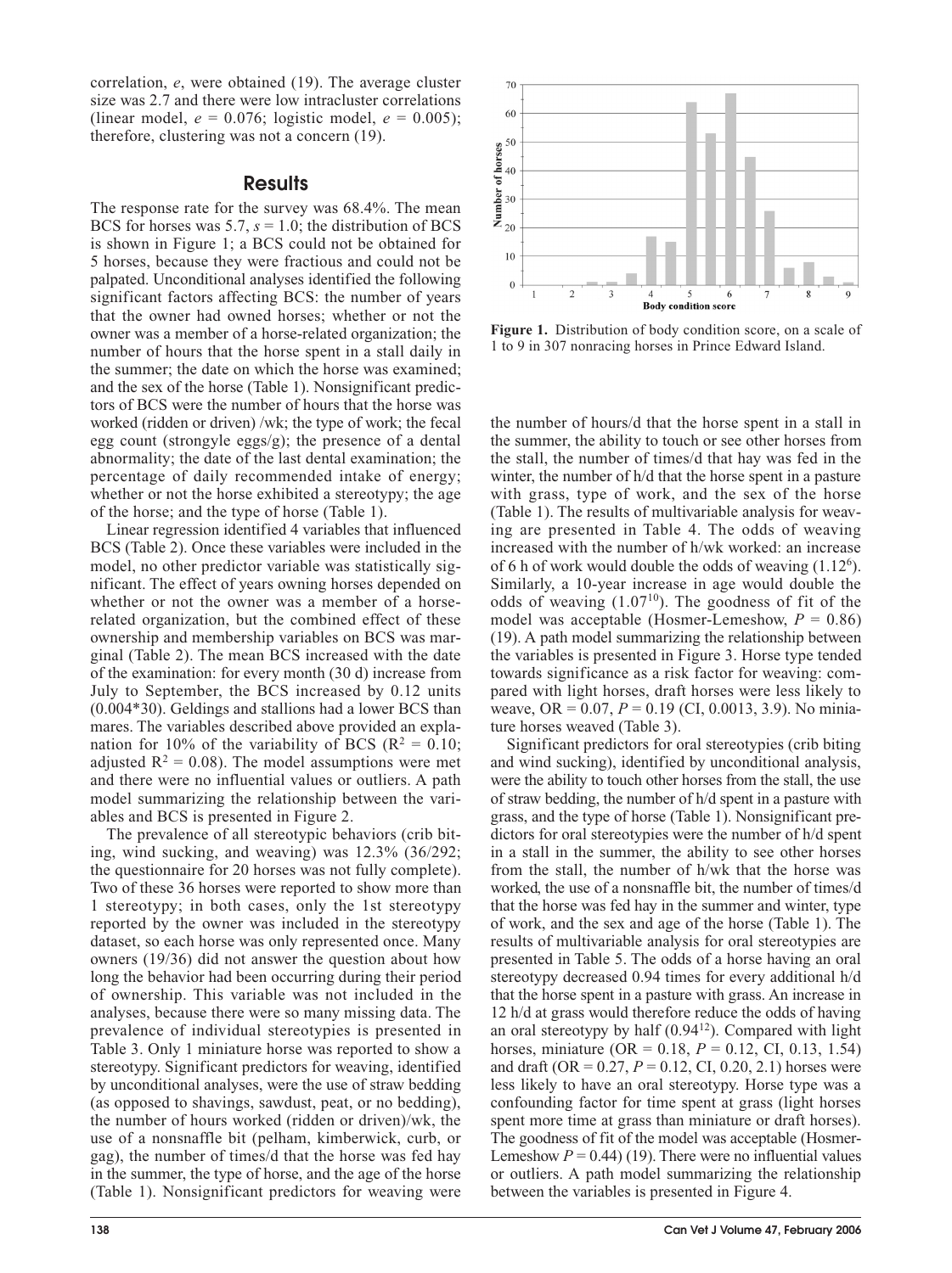correlation, *e*, were obtained (19). The average cluster size was 2.7 and there were low intracluster correlations (linear model, *e* = 0.076; logistic model, *e* = 0.005); therefore, clustering was not a concern (19).

## Results

The response rate for the survey was 68.4%. The mean BCS for horses was 5.7, *s* = 1.0; the distribution of BCS is shown in Figure 1; a BCS could not be obtained for 5 horses, because they were fractious and could not be palpated. Unconditional analyses identified the following significant factors affecting BCS: the number of years that the owner had owned horses; whether or not the owner was a member of a horse-related organization; the number of hours that the horse spent in a stall daily in the summer; the date on which the horse was examined; and the sex of the horse (Table 1). Nonsignificant predictors of BCS were the number of hours that the horse was worked (ridden or driven) /wk; the type of work; the fecal egg count (strongyle eggs/g); the presence of a dental abnormality; the date of the last dental examination; the percentage of daily recommended intake of energy; whether or not the horse exhibited a stereotypy; the age of the horse; and the type of horse (Table 1).

Linear regression identified 4 variables that influenced BCS (Table 2). Once these variables were included in the model, no other predictor variable was statistically significant. The effect of years owning horses depended on whether or not the owner was a member of a horse-related organization, but the combined effect of these ownership and membership variables on BCS was marginal (Table 2). The mean BCS increased with the date of the examination: for every month (30 d) increase from July to September, the BCS increased by 0.12 units (0.004*30). Geldings and stallions had a lower BCS than mares. The variables described above provided an explanation for 10% of the variability of BCS ($R^2 = 0.10$; adjusted $R^2 = 0.08$). The model assumptions were met and there were no influential values or outliers. A path model summarizing the relationship between the variables and BCS is presented in Figure 2.

The prevalence of all stereotypic behaviors (crib biting, wind sucking, and weaving) was 12.3% (36/292; the questionnaire for 20 horses was not fully complete). Two of these 36 horses were reported to show more than 1 stereotypy; in both cases, only the 1st stereotypy reported by the owner was included in the stereotypy dataset, so each horse was only represented once. Many owners (19/36) did not answer the question about how long the behavior had been occurring during their period of ownership. This variable was not included in the analyses, because there were so many missing data. The prevalence of individual stereotypies is presented in Table 3. Only 1 miniature horse was reported to show a stereotypy. Significant predictors for weaving, identified by unconditional analyses, were the use of straw bedding (as opposed to shavings, sawdust, peat, or no bedding), the number of hours worked (ridden or driven)/wk, the use of a nonsnaffle bit (pelham, kimberwick, curb, or gag), the number of times/d that the horse was fed hay in the summer, the type of horse, and the age of the horse (Table 1). Nonsignificant predictors for weaving were the number of hours/d that the horse spent in a stall in the summer, the ability to touch or see other horses from the stall, the number of times/d that hay was fed in the winter, the number of h/d that the horse spent in a pasture with grass, type of work, and the sex of the horse (Table 1). The results of multivariable analysis for weaving are presented in Table 4. The odds of weaving increased with the number of h/wk worked: an increase of 6 h of work would double the odds of weaving ($1.12^6$). Similarly, a 10-year increase in age would double the odds of weaving ($1.07^{10}$). The goodness of fit of the model was acceptable (Hosmer-Lemeshow, $P = 0.86$) (19). A path model summarizing the relationship between the variables is presented in Figure 3. Horse type tended towards significance as a risk factor for weaving: compared with light horses, draft horses were less likely to weave, OR = 0.07, $P = 0.19$ (CI, 0.0013, 3.9). No miniature horses weaved (Table 3).

Significant predictors for oral stereotypies (crib biting and wind sucking), identified by unconditional analysis, were the ability to touch other horses from the stall, the use of straw bedding, the number of h/d spent in a pasture with grass, and the type of horse (Table 1). Nonsignificant predictors for oral stereotypies were the number of h/d spent in a stall in the summer, the ability to see other horses from the stall, the number of h/wk that the horse was worked, the use of a nonsnaffle bit, the number of times/d that the horse was fed hay in the summer and winter, type of work, and the sex and age of the horse (Table 1). The results of multivariable analysis for oral stereotypies are presented in Table 5. The odds of a horse having an oral stereotypy decreased 0.94 times for every additional h/d that the horse spent in a pasture with grass. An increase in 12 h/d at grass would therefore reduce the odds of having an oral stereotypy by half ($0.94^{12}$). Compared with light horses, miniature (OR = 0.18, $P = 0.12$, CI, 0.13, 1.54) and draft (OR = 0.27, $P = 0.12$, CI, 0.20, 2.1) horses were less likely to have an oral stereotypy. Horse type was a confounding factor for time spent at grass (light horses spent more time at grass than miniature or draft horses). The goodness of fit of the model was acceptable (Hosmer-Lemeshow $P = 0.44$) (19). There were no influential values or outliers. A path model summarizing the relationship between the variables is presented in Figure 4.

**Figure 1.** Distribution of body condition score, on a scale of 1 to 9 in 307 nonracing horses in Prince Edward Island.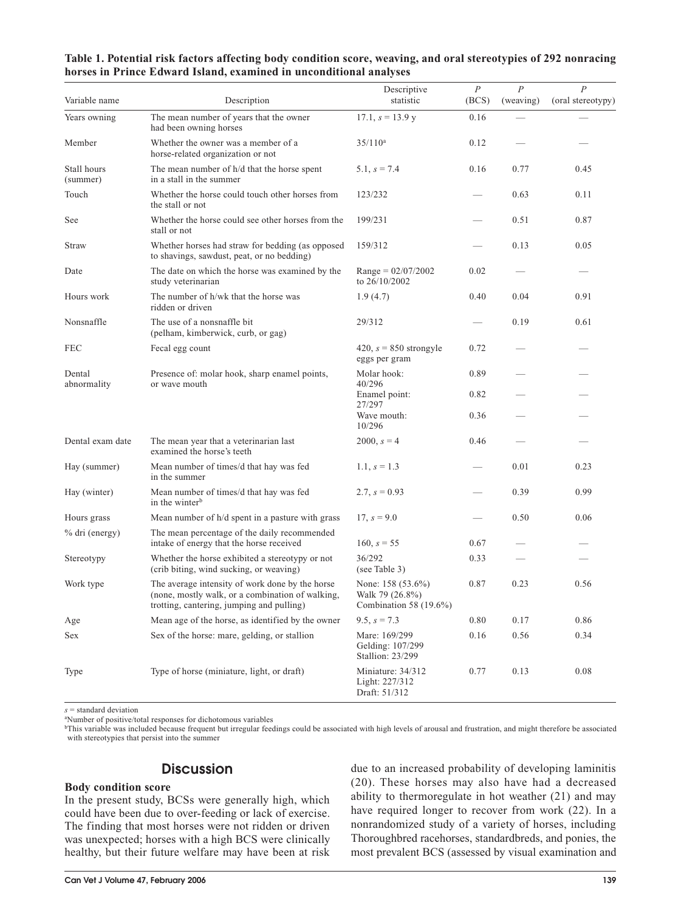**Table 1. Potential risk factors affecting body condition score, weaving, and oral stereotypies of 292 nonracing horses in Prince Edward Island, examined in unconditional analyses**

| Variable name | Description | Descriptive statistic | $P$ (BCS) | $P$ (weaving) | $P$ (oral stereotypy) |
|---|---|---|---|---|---|
| Years owning | The mean number of years that the owner had been owning horses | 17.1, $s$ = 13.9 y | 0.16 | — | — |
| Member | Whether the owner was a member of a horse-related organization or not | 35/110[a] | 0.12 | — | — |
| Stall hours (summer) | The mean number of h/d that the horse spent in a stall in the summer | 5.1, $s$ = 7.4 | 0.16 | 0.77 | 0.45 |
| Touch | Whether the horse could touch other horses from the stall or not | 123/232 | — | 0.63 | 0.11 |
| See | Whether the horse could see other horses from the stall or not | 199/231 | — | 0.51 | 0.87 |
| Straw | Whether horses had straw for bedding (as opposed to shavings, sawdust, peat, or no bedding) | 159/312 | — | 0.13 | 0.05 |
| Date | The date on which the horse was examined by the study veterinarian | Range = 02/07/2002 to 26/10/2002 | 0.02 | — | — |
| Hours work | The number of h/wk that the horse was ridden or driven | 1.9 (4.7) | 0.40 | 0.04 | 0.91 |
| Nonsnaffle | The use of a nonsnaffle bit (pelham, kimberwick, curb, or gag) | 29/312 | — | 0.19 | 0.61 |
| FEC | Fecal egg count | 420, $s$ = 850 strongyle eggs per gram | 0.72 | — | — |
| Dental abnormality | Presence of: molar hook, sharp enamel points, or wave mouth | Molar hook: 40/296 | 0.89 | — | — |
| | | Enamel point: 27/297 | 0.82 | — | — |
| | | Wave mouth: 10/296 | 0.36 | — | — |
| Dental exam date | The mean year that a veterinarian last examined the horse's teeth | 2000, $s$ = 4 | 0.46 | — | — |
| Hay (summer) | Mean number of times/d that hay was fed in the summer | 1.1, $s$ = 1.3 | — | 0.01 | 0.23 |
| Hay (winter) | Mean number of times/d that hay was fed in the winter[b] | 2.7, $s$ = 0.93 | — | 0.39 | 0.99 |
| Hours grass | Mean number of h/d spent in a pasture with grass | 17, $s$ = 9.0 | — | 0.50 | 0.06 |
| % dri (energy) | The mean percentage of the daily recommended intake of energy that the horse received | 160, $s$ = 55 | 0.67 | — | — |
| Stereotypy | Whether the horse exhibited a stereotypy or not (crib biting, wind sucking, or weaving) | 36/292 (see Table 3) | 0.33 | — | — |
| Work type | The average intensity of work done by the horse (none, mostly walk, or a combination of walking, trotting, cantering, jumping and pulling) | None: 158 (53.6%) Walk 79 (26.8%) Combination 58 (19.6%) | 0.87 | 0.23 | 0.56 |
| Age | Mean age of the horse, as identified by the owner | 9.5, $s$ = 7.3 | 0.80 | 0.17 | 0.86 |
| Sex | Sex of the horse: mare, gelding, or stallion | Mare: 169/299 Gelding: 107/299 Stallion: 23/299 | 0.16 | 0.56 | 0.34 |
| Type | Type of horse (miniature, light, or draft) | Miniature: 34/312 Light: 227/312 Draft: 51/312 | 0.77 | 0.13 | 0.08 |

$s$ = standard deviation

[a] Number of positive/total responses for dichotomous variables

[b] This variable was included because frequent but irregular feedings could be associated with high levels of arousal and frustration, and might therefore be associated with stereotypies that persist into the summer

## Discussion

### Body condition score

In the present study, BCSs were generally high, which could have been due to over-feeding or lack of exercise. The finding that most horses were not ridden or driven was unexpected; horses with a high BCS were clinically healthy, but their future welfare may have been at risk due to an increased probability of developing laminitis (20). These horses may also have had a decreased ability to thermoregulate in hot weather (21) and may have required longer to recover from work (22). In a nonrandomized study of a variety of horses, including Thoroughbred racehorses, standardbreds, and ponies, the most prevalent BCS (assessed by visual examination and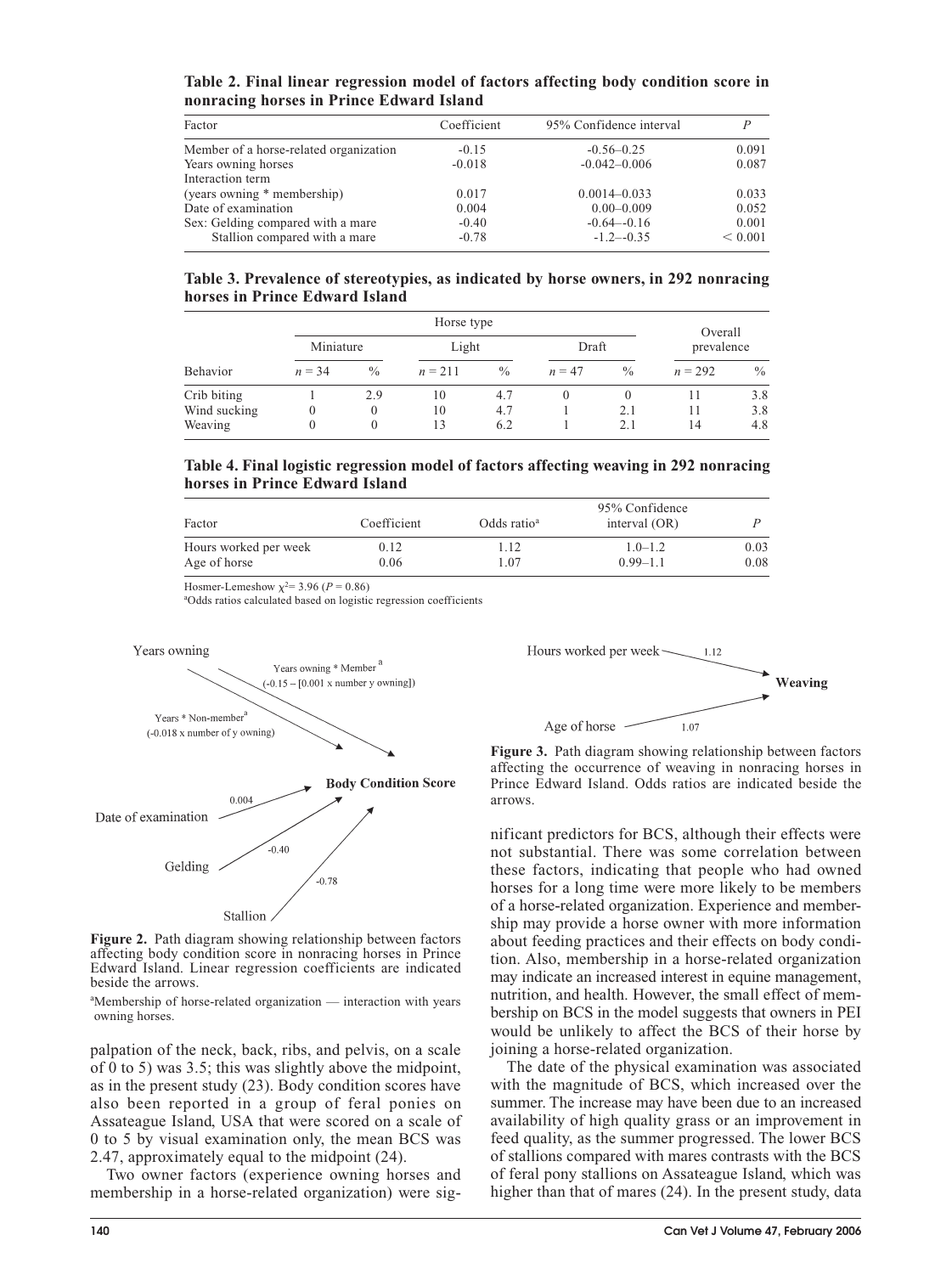**Table 2. Final linear regression model of factors affecting body condition score in nonracing horses in Prince Edward Island**

| Factor | Coefficient | 95% Confidence interval | *P* |
|---|---|---|---|
| Member of a horse-related organization | -0.15 | -0.56–0.25 | 0.091 |
| Years owning horses | -0.018 | -0.042–0.006 | 0.087 |
| Interaction term (years owning * membership) | 0.017 | 0.0014–0.033 | 0.033 |
| Date of examination | 0.004 | 0.00–0.009 | 0.052 |
| Sex: Gelding compared with a mare | -0.40 | -0.64–-0.16 | 0.001 |
| Stallion compared with a mare | -0.78 | -1.2–-0.35 | < 0.001 |

**Table 3. Prevalence of stereotypies, as indicated by horse owners, in 292 nonracing horses in Prince Edward Island**

| | Horse type | | | | | | Overall prevalence | |
|---|---|---|---|---|---|---|---|---|
| | Miniature | | Light | | Draft | | | |
| Behavior | *n* = 34 | % | *n* = 211 | % | *n* = 47 | % | *n* = 292 | % |
| Crib biting | 1 | 2.9 | 10 | 4.7 | 0 | 0 | 11 | 3.8 |
| Wind sucking | 0 | 0 | 10 | 4.7 | 1 | 2.1 | 11 | 3.8 |
| Weaving | 0 | 0 | 13 | 6.2 | 1 | 2.1 | 14 | 4.8 |

**Table 4. Final logistic regression model of factors affecting weaving in 292 nonracing horses in Prince Edward Island**

| Factor | Coefficient | Odds ratio[a] | 95% Confidence interval (OR) | *P* |
|---|---|---|---|---|
| Hours worked per week | 0.12 | 1.12 | 1.0–1.2 | 0.03 |
| Age of horse | 0.06 | 1.07 | 0.99–1.1 | 0.08 |

Hosmer-Lemeshow $\chi^2$= 3.96 (*P* = 0.86)

[a]Odds ratios calculated based on logistic regression coefficients

**Figure 2.** Path diagram showing relationship between factors affecting body condition score in nonracing horses in Prince Edward Island. Linear regression coefficients are indicated beside the arrows.

[a]Membership of horse-related organization — interaction with years owning horses.

**Figure 3.** Path diagram showing relationship between factors affecting the occurrence of weaving in nonracing horses in Prince Edward Island. Odds ratios are indicated beside the arrows.

palpation of the neck, back, ribs, and pelvis, on a scale of 0 to 5) was 3.5; this was slightly above the midpoint, as in the present study (23). Body condition scores have also been reported in a group of feral ponies on Assateague Island, USA that were scored on a scale of 0 to 5 by visual examination only, the mean BCS was 2.47, approximately equal to the midpoint (24).

Two owner factors (experience owning horses and membership in a horse-related organization) were significant predictors for BCS, although their effects were not substantial. There was some correlation between these factors, indicating that people who had owned horses for a long time were more likely to be members of a horse-related organization. Experience and membership may provide a horse owner with more information about feeding practices and their effects on body condition. Also, membership in a horse-related organization may indicate an increased interest in equine management, nutrition, and health. However, the small effect of membership on BCS in the model suggests that owners in PEI would be unlikely to affect the BCS of their horse by joining a horse-related organization.

The date of the physical examination was associated with the magnitude of BCS, which increased over the summer. The increase may have been due to an increased availability of high quality grass or an improvement in feed quality, as the summer progressed. The lower BCS of stallions compared with mares contrasts with the BCS of feral pony stallions on Assateague Island, which was higher than that of mares (24). In the present study, data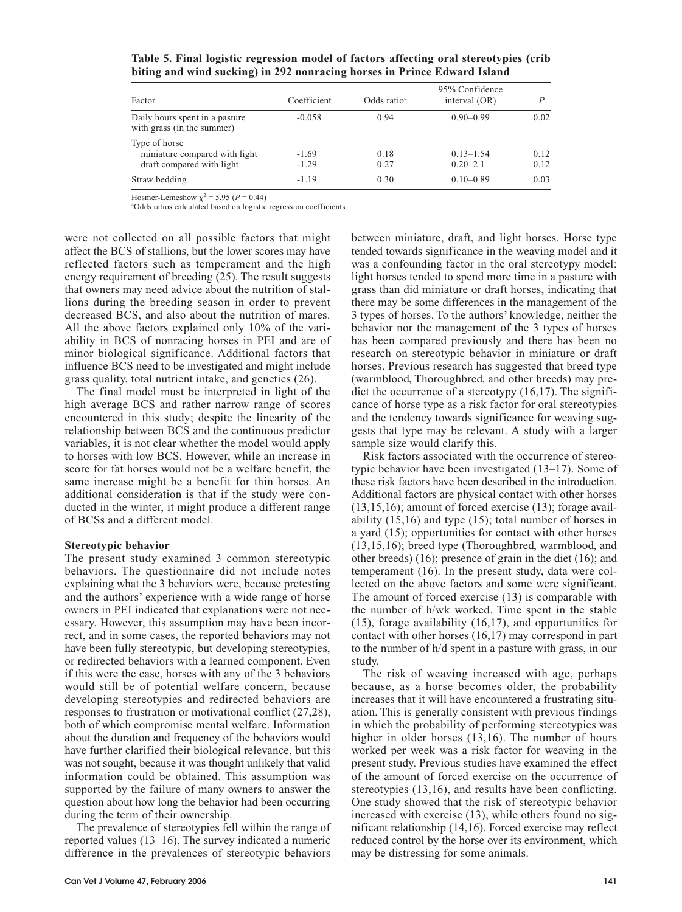**Table 5. Final logistic regression model of factors affecting oral stereotypies (crib biting and wind sucking) in 292 nonracing horses in Prince Edward Island**

| Factor | Coefficient | Odds ratio[a] | 95% Confidence interval (OR) | $P$ |
|---|---|---|---|---|
| Daily hours spent in a pasture with grass (in the summer) | -0.058 | 0.94 | 0.90–0.99 | 0.02 |
| Type of horse | | | | |
| miniature compared with light | -1.69 | 0.18 | 0.13–1.54 | 0.12 |
| draft compared with light | -1.29 | 0.27 | 0.20–2.1 | 0.12 |
| Straw bedding | -1.19 | 0.30 | 0.10–0.89 | 0.03 |

Hosmer-Lemeshow $\chi^2 = 5.95$ ($P = 0.44$)
[a]Odds ratios calculated based on logistic regression coefficients

were not collected on all possible factors that might affect the BCS of stallions, but the lower scores may have reflected factors such as temperament and the high energy requirement of breeding (25). The result suggests that owners may need advice about the nutrition of stallions during the breeding season in order to prevent decreased BCS, and also about the nutrition of mares. All the above factors explained only 10% of the variability in BCS of nonracing horses in PEI and are of minor biological significance. Additional factors that influence BCS need to be investigated and might include grass quality, total nutrient intake, and genetics (26).

The final model must be interpreted in light of the high average BCS and rather narrow range of scores encountered in this study; despite the linearity of the relationship between BCS and the continuous predictor variables, it is not clear whether the model would apply to horses with low BCS. However, while an increase in score for fat horses would not be a welfare benefit, the same increase might be a benefit for thin horses. An additional consideration is that if the study were conducted in the winter, it might produce a different range of BCSs and a different model.

**Stereotypic behavior**

The present study examined 3 common stereotypic behaviors. The questionnaire did not include notes explaining what the 3 behaviors were, because pretesting and the authors' experience with a wide range of horse owners in PEI indicated that explanations were not necessary. However, this assumption may have been incorrect, and in some cases, the reported behaviors may not have been fully stereotypic, but developing stereotypies, or redirected behaviors with a learned component. Even if this were the case, horses with any of the 3 behaviors would still be of potential welfare concern, because developing stereotypies and redirected behaviors are responses to frustration or motivational conflict (27,28), both of which compromise mental welfare. Information about the duration and frequency of the behaviors would have further clarified their biological relevance, but this was not sought, because it was thought unlikely that valid information could be obtained. This assumption was supported by the failure of many owners to answer the question about how long the behavior had been occurring during the term of their ownership.

The prevalence of stereotypies fell within the range of reported values (13–16). The survey indicated a numeric difference in the prevalences of stereotypic behaviors between miniature, draft, and light horses. Horse type tended towards significance in the weaving model and it was a confounding factor in the oral stereotypy model: light horses tended to spend more time in a pasture with grass than did miniature or draft horses, indicating that there may be some differences in the management of the 3 types of horses. To the authors' knowledge, neither the behavior nor the management of the 3 types of horses has been compared previously and there has been no research on stereotypic behavior in miniature or draft horses. Previous research has suggested that breed type (warmblood, Thoroughbred, and other breeds) may predict the occurrence of a stereotypy (16,17). The significance of horse type as a risk factor for oral stereotypies and the tendency towards significance for weaving suggests that type may be relevant. A study with a larger sample size would clarify this.

Risk factors associated with the occurrence of stereotypic behavior have been investigated (13–17). Some of these risk factors have been described in the introduction. Additional factors are physical contact with other horses (13,15,16); amount of forced exercise (13); forage availability (15,16) and type (15); total number of horses in a yard (15); opportunities for contact with other horses (13,15,16); breed type (Thoroughbred, warmblood, and other breeds) (16); presence of grain in the diet (16); and temperament (16). In the present study, data were collected on the above factors and some were significant. The amount of forced exercise (13) is comparable with the number of h/wk worked. Time spent in the stable (15), forage availability (16,17), and opportunities for contact with other horses (16,17) may correspond in part to the number of h/d spent in a pasture with grass, in our study.

The risk of weaving increased with age, perhaps because, as a horse becomes older, the probability increases that it will have encountered a frustrating situation. This is generally consistent with previous findings in which the probability of performing stereotypies was higher in older horses (13,16). The number of hours worked per week was a risk factor for weaving in the present study. Previous studies have examined the effect of the amount of forced exercise on the occurrence of stereotypies (13,16), and results have been conflicting. One study showed that the risk of stereotypic behavior increased with exercise (13), while others found no significant relationship (14,16). Forced exercise may reflect reduced control by the horse over its environment, which may be distressing for some animals.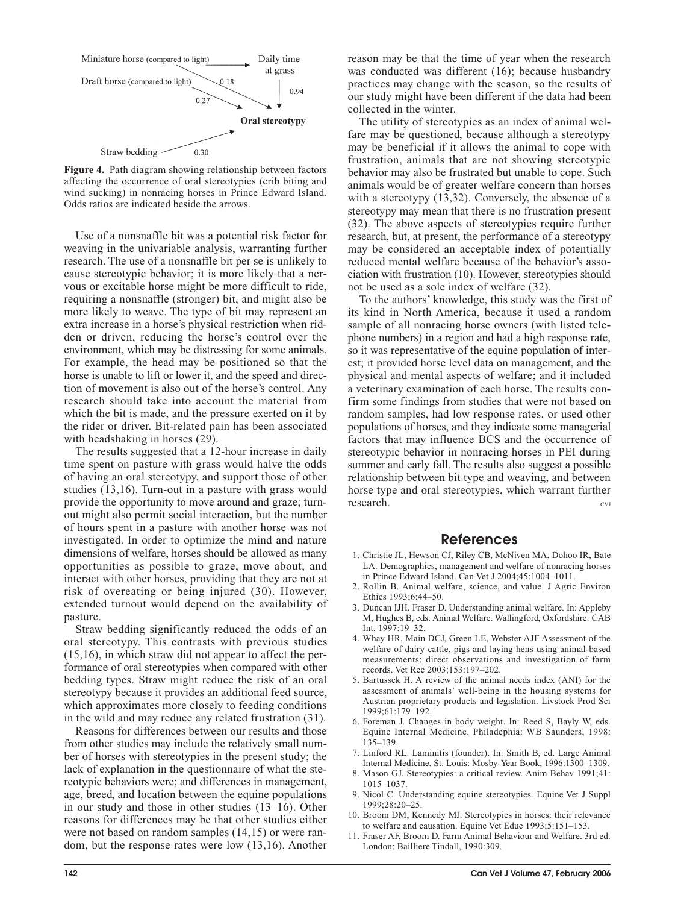Figure 4. Path diagram showing relationship between factors affecting the occurrence of oral stereotypies (crib biting and wind sucking) in nonracing horses in Prince Edward Island. Odds ratios are indicated beside the arrows.

Use of a nonsnaffle bit was a potential risk factor for weaving in the univariable analysis, warranting further research. The use of a nonsnaffle bit per se is unlikely to cause stereotypic behavior; it is more likely that a nervous or excitable horse might be more difficult to ride, requiring a nonsnaffle (stronger) bit, and might also be more likely to weave. The type of bit may represent an extra increase in a horse's physical restriction when ridden or driven, reducing the horse's control over the environment, which may be distressing for some animals. For example, the head may be positioned so that the horse is unable to lift or lower it, and the speed and direction of movement is also out of the horse's control. Any research should take into account the material from which the bit is made, and the pressure exerted on it by the rider or driver. Bit-related pain has been associated with headshaking in horses (29).

The results suggested that a 12-hour increase in daily time spent on pasture with grass would halve the odds of having an oral stereotypy, and support those of other studies (13,16). Turn-out in a pasture with grass would provide the opportunity to move around and graze; turn-out might also permit social interaction, but the number of hours spent in a pasture with another horse was not investigated. In order to optimize the mind and nature dimensions of welfare, horses should be allowed as many opportunities as possible to graze, move about, and interact with other horses, providing that they are not at risk of overeating or being injured (30). However, extended turnout would depend on the availability of pasture.

Straw bedding significantly reduced the odds of an oral stereotypy. This contrasts with previous studies (15,16), in which straw did not appear to affect the performance of oral stereotypies when compared with other bedding types. Straw might reduce the risk of an oral stereotypy because it provides an additional feed source, which approximates more closely to feeding conditions in the wild and may reduce any related frustration (31).

Reasons for differences between our results and those from other studies may include the relatively small number of horses with stereotypies in the present study; the lack of explanation in the questionnaire of what the stereotypic behaviors were; and differences in management, age, breed, and location between the equine populations in our study and those in other studies (13–16). Other reasons for differences may be that other studies either were not based on random samples (14,15) or were random, but the response rates were low (13,16). Another reason may be that the time of year when the research was conducted was different (16); because husbandry practices may change with the season, so the results of our study might have been different if the data had been collected in the winter.

The utility of stereotypies as an index of animal welfare may be questioned, because although a stereotypy may be beneficial if it allows the animal to cope with frustration, animals that are not showing stereotypic behavior may also be frustrated but unable to cope. Such animals would be of greater welfare concern than horses with a stereotypy (13,32). Conversely, the absence of a stereotypy may mean that there is no frustration present (32). The above aspects of stereotypies require further research, but, at present, the performance of a stereotypy may be considered an acceptable index of potentially reduced mental welfare because of the behavior's association with frustration (10). However, stereotypies should not be used as a sole index of welfare (32).

To the authors' knowledge, this study was the first of its kind in North America, because it used a random sample of all nonracing horse owners (with listed telephone numbers) in a region and had a high response rate, so it was representative of the equine population of interest; it provided horse level data on management, and the physical and mental aspects of welfare; and it included a veterinary examination of each horse. The results confirm some findings from studies that were not based on random samples, had low response rates, or used other populations of horses, and they indicate some managerial factors that may influence BCS and the occurrence of stereotypic behavior in nonracing horses in PEI during summer and early fall. The results also suggest a possible relationship between bit type and weaving, and between horse type and oral stereotypies, which warrant further research. CVJ

## References

1. Christie JL, Hewson CJ, Riley CB, McNiven MA, Dohoo IR, Bate LA. Demographics, management and welfare of nonracing horses in Prince Edward Island. Can Vet J 2004;45:1004–1011.
2. Rollin B. Animal welfare, science, and value. J Agric Environ Ethics 1993;6:44–50.
3. Duncan IJH, Fraser D. Understanding animal welfare. In: Appleby M, Hughes B, eds. Animal Welfare. Wallingford, Oxfordshire: CAB Int, 1997:19–32.
4. Whay HR, Main DCJ, Green LE, Webster AJF Assessment of the welfare of dairy cattle, pigs and laying hens using animal-based measurements: direct observations and investigation of farm records. Vet Rec 2003;153:197–202.
5. Bartussek H. A review of the animal needs index (ANI) for the assessment of animals' well-being in the housing systems for Austrian proprietary products and legislation. Livstock Prod Sci 1999;61:179–192.
6. Foreman J. Changes in body weight. In: Reed S, Bayly W, eds. Equine Internal Medicine. Philadephia: WB Saunders, 1998: 135–139.
7. Linford RL. Laminitis (founder). In: Smith B, ed. Large Animal Internal Medicine. St. Louis: Mosby-Year Book, 1996:1300–1309.
8. Mason GJ. Stereotypies: a critical review. Anim Behav 1991;41: 1015–1037.
9. Nicol C. Understanding equine stereotypies. Equine Vet J Suppl 1999;28:20–25.
10. Broom DM, Kennedy MJ. Stereotypies in horses: their relevance to welfare and causation. Equine Vet Educ 1993;5:151–153.
11. Fraser AF, Broom D. Farm Animal Behaviour and Welfare. 3rd ed. London: Bailliere Tindall, 1990:309.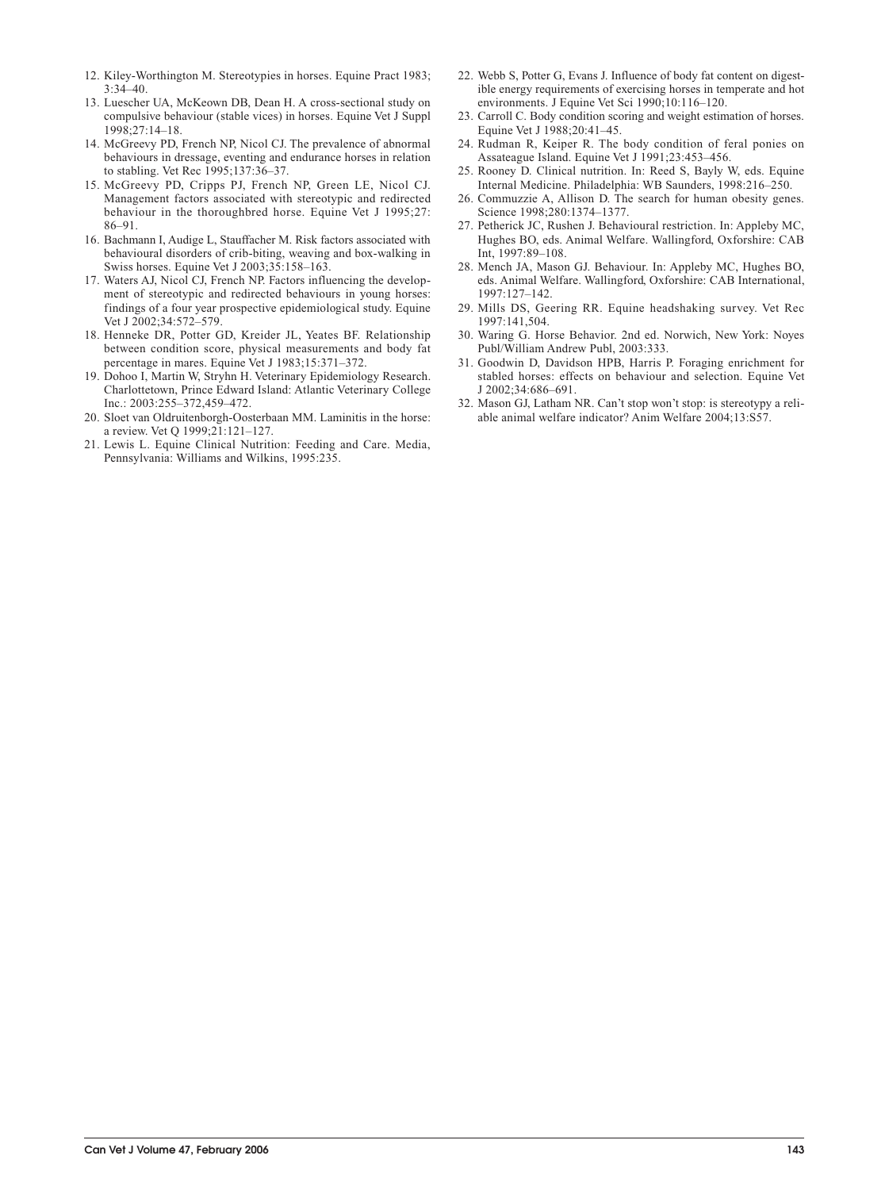12. Kiley-Worthington M. Stereotypies in horses. Equine Pract 1983; 3:34–40.
13. Luescher UA, McKeown DB, Dean H. A cross-sectional study on compulsive behaviour (stable vices) in horses. Equine Vet J Suppl 1998;27:14–18.
14. McGreevy PD, French NP, Nicol CJ. The prevalence of abnormal behaviours in dressage, eventing and endurance horses in relation to stabling. Vet Rec 1995;137:36–37.
15. McGreevy PD, Cripps PJ, French NP, Green LE, Nicol CJ. Management factors associated with stereotypic and redirected behaviour in the thoroughbred horse. Equine Vet J 1995;27: 86–91.
16. Bachmann I, Audige L, Stauffacher M. Risk factors associated with behavioural disorders of crib-biting, weaving and box-walking in Swiss horses. Equine Vet J 2003;35:158–163.
17. Waters AJ, Nicol CJ, French NP. Factors influencing the development of stereotypic and redirected behaviours in young horses: findings of a four year prospective epidemiological study. Equine Vet J 2002;34:572–579.
18. Henneke DR, Potter GD, Kreider JL, Yeates BF. Relationship between condition score, physical measurements and body fat percentage in mares. Equine Vet J 1983;15:371–372.
19. Dohoo I, Martin W, Stryhn H. Veterinary Epidemiology Research. Charlottetown, Prince Edward Island: Atlantic Veterinary College Inc.: 2003:255–372,459–472.
20. Sloet van Oldruitenborgh-Oosterbaan MM. Laminitis in the horse: a review. Vet Q 1999;21:121–127.
21. Lewis L. Equine Clinical Nutrition: Feeding and Care. Media, Pennsylvania: Williams and Wilkins, 1995:235.
22. Webb S, Potter G, Evans J. Influence of body fat content on digestible energy requirements of exercising horses in temperate and hot environments. J Equine Vet Sci 1990;10:116–120.
23. Carroll C. Body condition scoring and weight estimation of horses. Equine Vet J 1988;20:41–45.
24. Rudman R, Keiper R. The body condition of feral ponies on Assateague Island. Equine Vet J 1991;23:453–456.
25. Rooney D. Clinical nutrition. In: Reed S, Bayly W, eds. Equine Internal Medicine. Philadelphia: WB Saunders, 1998:216–250.
26. Commuzzie A, Allison D. The search for human obesity genes. Science 1998;280:1374–1377.
27. Petherick JC, Rushen J. Behavioural restriction. In: Appleby MC, Hughes BO, eds. Animal Welfare. Wallingford, Oxforshire: CAB Int, 1997:89–108.
28. Mench JA, Mason GJ. Behaviour. In: Appleby MC, Hughes BO, eds. Animal Welfare. Wallingford, Oxforshire: CAB International, 1997:127–142.
29. Mills DS, Geering RR. Equine headshaking survey. Vet Rec 1997:141,504.
30. Waring G. Horse Behavior. 2nd ed. Norwich, New York: Noyes Publ/William Andrew Publ, 2003:333.
31. Goodwin D, Davidson HPB, Harris P. Foraging enrichment for stabled horses: effects on behaviour and selection. Equine Vet J 2002;34:686–691.
32. Mason GJ, Latham NR. Can't stop won't stop: is stereotypy a reliable animal welfare indicator? Anim Welfare 2004;13:S57.